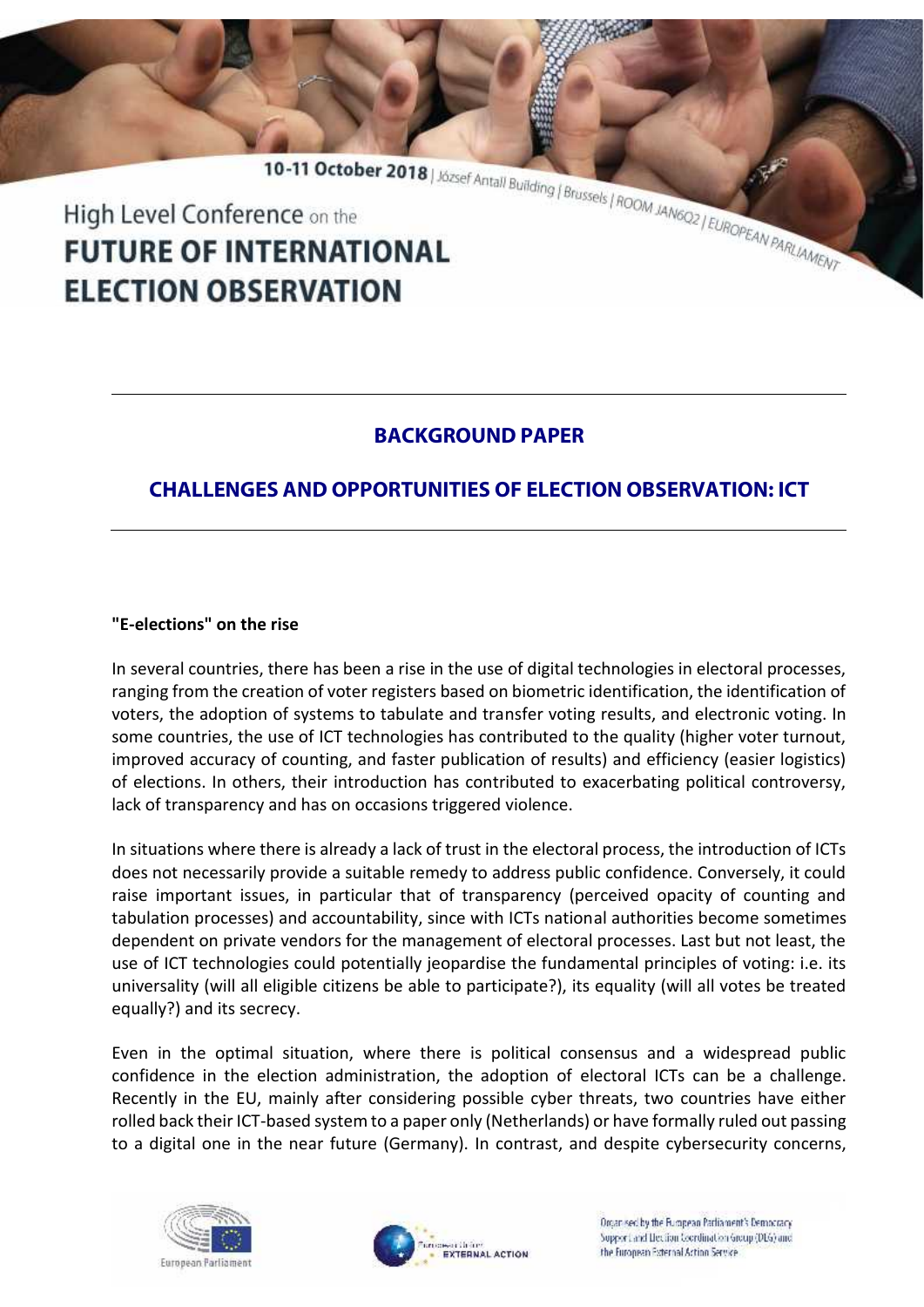10-11 October 2018 | József Antall Building | Brussels | ROOM JAN6Q2 | EUROPEAN PARLIAMENT

High Level Conference on the
**FUTURE OF INTERNATIONAL ELECTION OBSERVATION**

# BACKGROUND PAPER

## CHALLENGES AND OPPORTUNITIES OF ELECTION OBSERVATION: ICT

**"E-elections" on the rise**

In several countries, there has been a rise in the use of digital technologies in electoral processes, ranging from the creation of voter registers based on biometric identification, the identification of voters, the adoption of systems to tabulate and transfer voting results, and electronic voting. In some countries, the use of ICT technologies has contributed to the quality (higher voter turnout, improved accuracy of counting, and faster publication of results) and efficiency (easier logistics) of elections. In others, their introduction has contributed to exacerbating political controversy, lack of transparency and has on occasions triggered violence.

In situations where there is already a lack of trust in the electoral process, the introduction of ICTs does not necessarily provide a suitable remedy to address public confidence. Conversely, it could raise important issues, in particular that of transparency (perceived opacity of counting and tabulation processes) and accountability, since with ICTs national authorities become sometimes dependent on private vendors for the management of electoral processes. Last but not least, the use of ICT technologies could potentially jeopardise the fundamental principles of voting: i.e. its universality (will all eligible citizens be able to participate?), its equality (will all votes be treated equally?) and its secrecy.

Even in the optimal situation, where there is political consensus and a widespread public confidence in the election administration, the adoption of electoral ICTs can be a challenge. Recently in the EU, mainly after considering possible cyber threats, two countries have either rolled back their ICT-based system to a paper only (Netherlands) or have formally ruled out passing to a digital one in the near future (Germany). In contrast, and despite cybersecurity concerns,

European Parliament

European Union EXTERNAL ACTION

Organised by the European Parliament's Democracy Support and Election Coordination Group (DEG) and the European External Action Service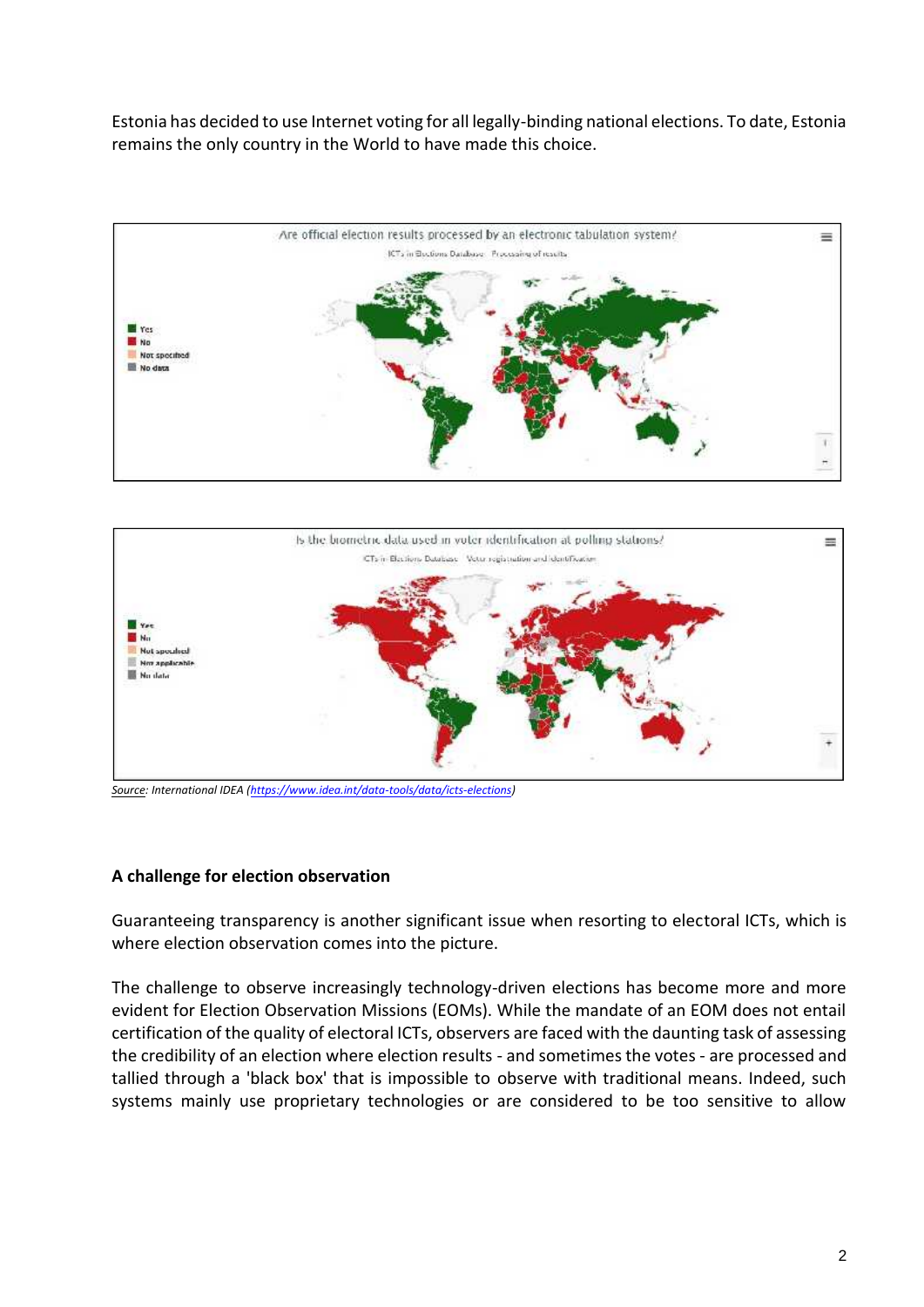Estonia has decided to use Internet voting for all legally-binding national elections. To date, Estonia remains the only country in the World to have made this choice.

Source: International IDEA (https://www.idea.int/data-tools/data/icts-elections)

**A challenge for election observation**

Guaranteeing transparency is another significant issue when resorting to electoral ICTs, which is where election observation comes into the picture.

The challenge to observe increasingly technology-driven elections has become more and more evident for Election Observation Missions (EOMs). While the mandate of an EOM does not entail certification of the quality of electoral ICTs, observers are faced with the daunting task of assessing the credibility of an election where election results - and sometimes the votes - are processed and tallied through a 'black box' that is impossible to observe with traditional means. Indeed, such systems mainly use proprietary technologies or are considered to be too sensitive to allow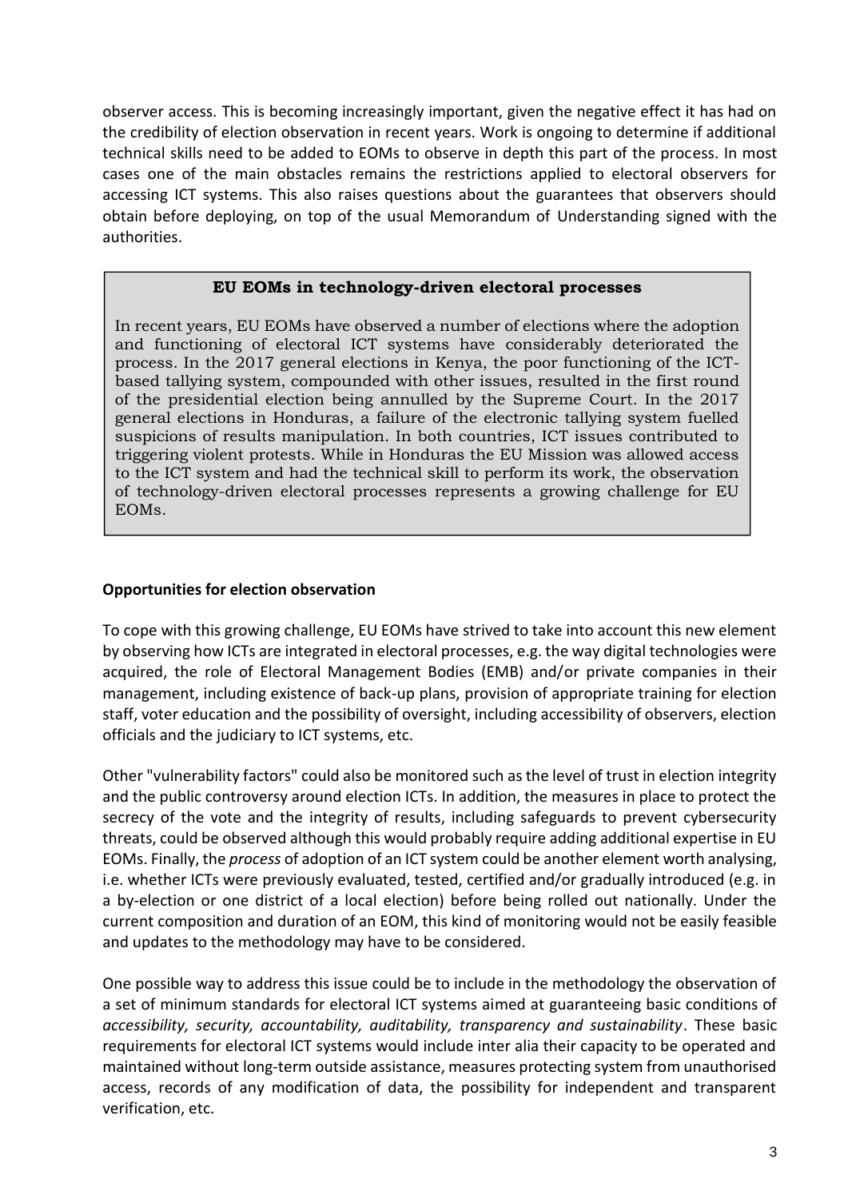observer access. This is becoming increasingly important, given the negative effect it has had on the credibility of election observation in recent years. Work is ongoing to determine if additional technical skills need to be added to EOMs to observe in depth this part of the process. In most cases one of the main obstacles remains the restrictions applied to electoral observers for accessing ICT systems. This also raises questions about the guarantees that observers should obtain before deploying, on top of the usual Memorandum of Understanding signed with the authorities.

> **EU EOMs in technology-driven electoral processes**
>
> In recent years, EU EOMs have observed a number of elections where the adoption and functioning of electoral ICT systems have considerably deteriorated the process. In the 2017 general elections in Kenya, the poor functioning of the ICT-based tallying system, compounded with other issues, resulted in the first round of the presidential election being annulled by the Supreme Court. In the 2017 general elections in Honduras, a failure of the electronic tallying system fuelled suspicions of results manipulation. In both countries, ICT issues contributed to triggering violent protests. While in Honduras the EU Mission was allowed access to the ICT system and had the technical skill to perform its work, the observation of technology-driven electoral processes represents a growing challenge for EU EOMs.

**Opportunities for election observation**

To cope with this growing challenge, EU EOMs have strived to take into account this new element by observing how ICTs are integrated in electoral processes, e.g. the way digital technologies were acquired, the role of Electoral Management Bodies (EMB) and/or private companies in their management, including existence of back-up plans, provision of appropriate training for election staff, voter education and the possibility of oversight, including accessibility of observers, election officials and the judiciary to ICT systems, etc.

Other "vulnerability factors" could also be monitored such as the level of trust in election integrity and the public controversy around election ICTs. In addition, the measures in place to protect the secrecy of the vote and the integrity of results, including safeguards to prevent cybersecurity threats, could be observed although this would probably require adding additional expertise in EU EOMs. Finally, the *process* of adoption of an ICT system could be another element worth analysing, i.e. whether ICTs were previously evaluated, tested, certified and/or gradually introduced (e.g. in a by-election or one district of a local election) before being rolled out nationally. Under the current composition and duration of an EOM, this kind of monitoring would not be easily feasible and updates to the methodology may have to be considered.

One possible way to address this issue could be to include in the methodology the observation of a set of minimum standards for electoral ICT systems aimed at guaranteeing basic conditions of *accessibility, security, accountability, auditability, transparency and sustainability*. These basic requirements for electoral ICT systems would include inter alia their capacity to be operated and maintained without long-term outside assistance, measures protecting system from unauthorised access, records of any modification of data, the possibility for independent and transparent verification, etc.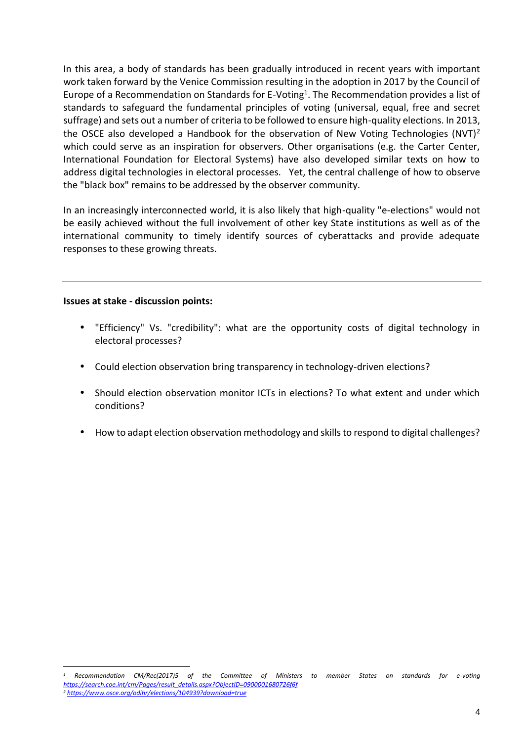In this area, a body of standards has been gradually introduced in recent years with important work taken forward by the Venice Commission resulting in the adoption in 2017 by the Council of Europe of a Recommendation on Standards for E-Voting[1]. The Recommendation provides a list of standards to safeguard the fundamental principles of voting (universal, equal, free and secret suffrage) and sets out a number of criteria to be followed to ensure high-quality elections. In 2013, the OSCE also developed a Handbook for the observation of New Voting Technologies (NVT)[2] which could serve as an inspiration for observers. Other organisations (e.g. the Carter Center, International Foundation for Electoral Systems) have also developed similar texts on how to address digital technologies in electoral processes. Yet, the central challenge of how to observe the "black box" remains to be addressed by the observer community.

In an increasingly interconnected world, it is also likely that high-quality "e-elections" would not be easily achieved without the full involvement of other key State institutions as well as of the international community to timely identify sources of cyberattacks and provide adequate responses to these growing threats.

---

**Issues at stake - discussion points:**

- "Efficiency" Vs. "credibility": what are the opportunity costs of digital technology in electoral processes?
- Could election observation bring transparency in technology-driven elections?
- Should election observation monitor ICTs in elections? To what extent and under which conditions?
- How to adapt election observation methodology and skills to respond to digital challenges?

---

*[1] Recommendation CM/Rec(2017)5 of the Committee of Ministers to member States on standards for e-voting [https://search.coe.int/cm/Pages/result_details.aspx?ObjectID=0900001680726f6f](https://search.coe.int/cm/Pages/result_details.aspx?ObjectID=0900001680726f6f)*

*[2] [https://www.osce.org/odihr/elections/104939?download=true](https://www.osce.org/odihr/elections/104939?download=true)*